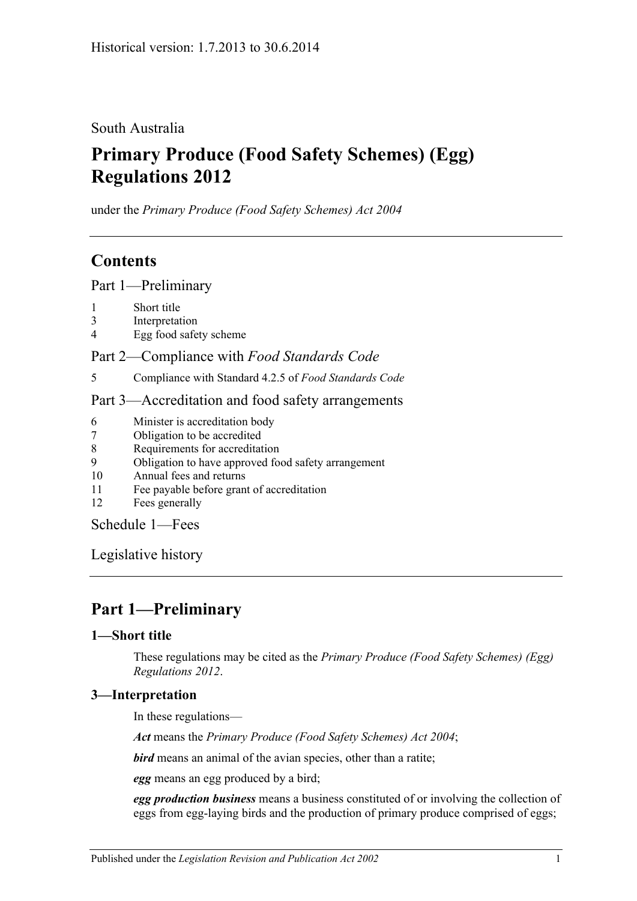Historical version: 1.7.2013 to 30.6.2014

South Australia

# Primary Produce (Food Safety Schemes) (Egg) Regulations 2012

under the *Primary Produce (Food Safety Schemes) Act 2004*

## Contents

Part 1—Preliminary

1 Short title
3 Interpretation
4 Egg food safety scheme

Part 2—Compliance with *Food Standards Code*

5 Compliance with Standard 4.2.5 of *Food Standards Code*

Part 3—Accreditation and food safety arrangements

6 Minister is accreditation body
7 Obligation to be accredited
8 Requirements for accreditation
9 Obligation to have approved food safety arrangement
10 Annual fees and returns
11 Fee payable before grant of accreditation
12 Fees generally

Schedule 1—Fees

Legislative history

## Part 1—Preliminary

### 1—Short title

These regulations may be cited as the *Primary Produce (Food Safety Schemes) (Egg) Regulations 2012*.

### 3—Interpretation

In these regulations—

***Act*** means the *Primary Produce (Food Safety Schemes) Act 2004*;

***bird*** means an animal of the avian species, other than a ratite;

***egg*** means an egg produced by a bird;

***egg production business*** means a business constituted of or involving the collection of eggs from egg-laying birds and the production of primary produce comprised of eggs;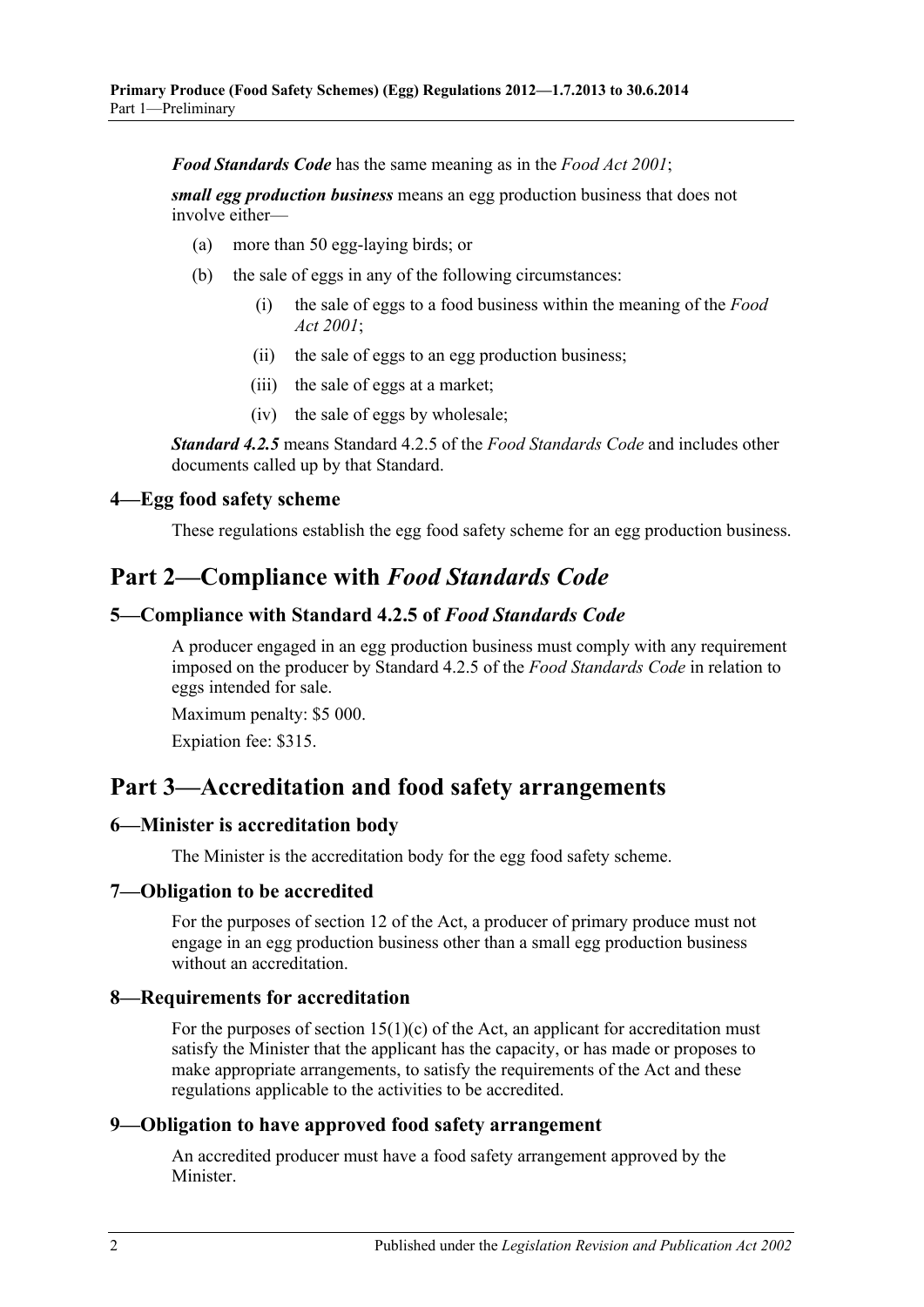***Food Standards Code*** has the same meaning as in the *Food Act 2001*;

***small egg production business*** means an egg production business that does not involve either—

(a) more than 50 egg-laying birds; or

(b) the sale of eggs in any of the following circumstances:

   (i) the sale of eggs to a food business within the meaning of the *Food Act 2001*;

   (ii) the sale of eggs to an egg production business;

   (iii) the sale of eggs at a market;

   (iv) the sale of eggs by wholesale;

***Standard 4.2.5*** means Standard 4.2.5 of the *Food Standards Code* and includes other documents called up by that Standard.

### 4—Egg food safety scheme

These regulations establish the egg food safety scheme for an egg production business.

## Part 2—Compliance with *Food Standards Code*

### 5—Compliance with Standard 4.2.5 of *Food Standards Code*

A producer engaged in an egg production business must comply with any requirement imposed on the producer by Standard 4.2.5 of the *Food Standards Code* in relation to eggs intended for sale.

Maximum penalty: $5 000.

Expiation fee: $315.

## Part 3—Accreditation and food safety arrangements

### 6—Minister is accreditation body

The Minister is the accreditation body for the egg food safety scheme.

### 7—Obligation to be accredited

For the purposes of section 12 of the Act, a producer of primary produce must not engage in an egg production business other than a small egg production business without an accreditation.

### 8—Requirements for accreditation

For the purposes of section 15(1)(c) of the Act, an applicant for accreditation must satisfy the Minister that the applicant has the capacity, or has made or proposes to make appropriate arrangements, to satisfy the requirements of the Act and these regulations applicable to the activities to be accredited.

### 9—Obligation to have approved food safety arrangement

An accredited producer must have a food safety arrangement approved by the Minister.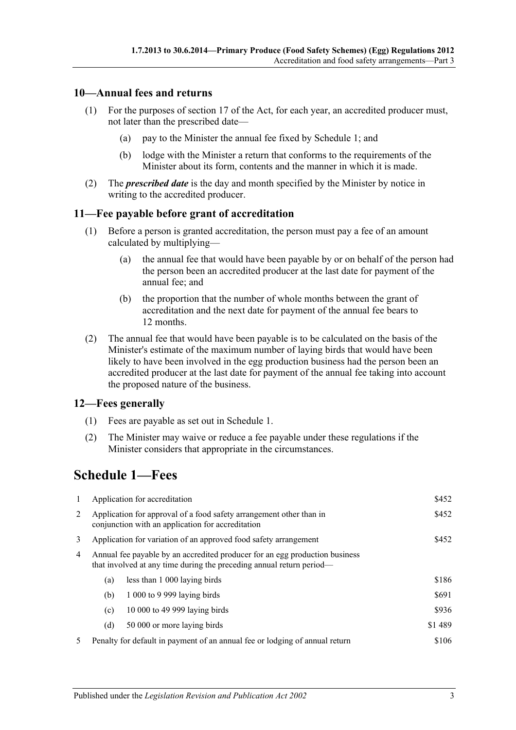## 10—Annual fees and returns

(1) For the purposes of section 17 of the Act, for each year, an accredited producer must, not later than the prescribed date—

(a) pay to the Minister the annual fee fixed by Schedule 1; and

(b) lodge with the Minister a return that conforms to the requirements of the Minister about its form, contents and the manner in which it is made.

(2) The ***prescribed date*** is the day and month specified by the Minister by notice in writing to the accredited producer.

## 11—Fee payable before grant of accreditation

(1) Before a person is granted accreditation, the person must pay a fee of an amount calculated by multiplying—

(a) the annual fee that would have been payable by or on behalf of the person had the person been an accredited producer at the last date for payment of the annual fee; and

(b) the proportion that the number of whole months between the grant of accreditation and the next date for payment of the annual fee bears to 12 months.

(2) The annual fee that would have been payable is to be calculated on the basis of the Minister's estimate of the maximum number of laying birds that would have been likely to have been involved in the egg production business had the person been an accredited producer at the last date for payment of the annual fee taking into account the proposed nature of the business.

## 12—Fees generally

(1) Fees are payable as set out in Schedule 1.

(2) The Minister may waive or reduce a fee payable under these regulations if the Minister considers that appropriate in the circumstances.

# Schedule 1—Fees

| | | | |
|---|---|---|---|
| 1 | Application for accreditation | | $452 |
| 2 | Application for approval of a food safety arrangement other than in conjunction with an application for accreditation | | $452 |
| 3 | Application for variation of an approved food safety arrangement | | $452 |
| 4 | Annual fee payable by an accredited producer for an egg production business that involved at any time during the preceding annual return period— | | |
| | (a) | less than 1 000 laying birds | $186 |
| | (b) | 1 000 to 9 999 laying birds | $691 |
| | (c) | 10 000 to 49 999 laying birds | $936 |
| | (d) | 50 000 or more laying birds | $1 489 |
| 5 | Penalty for default in payment of an annual fee or lodging of annual return | | $106 |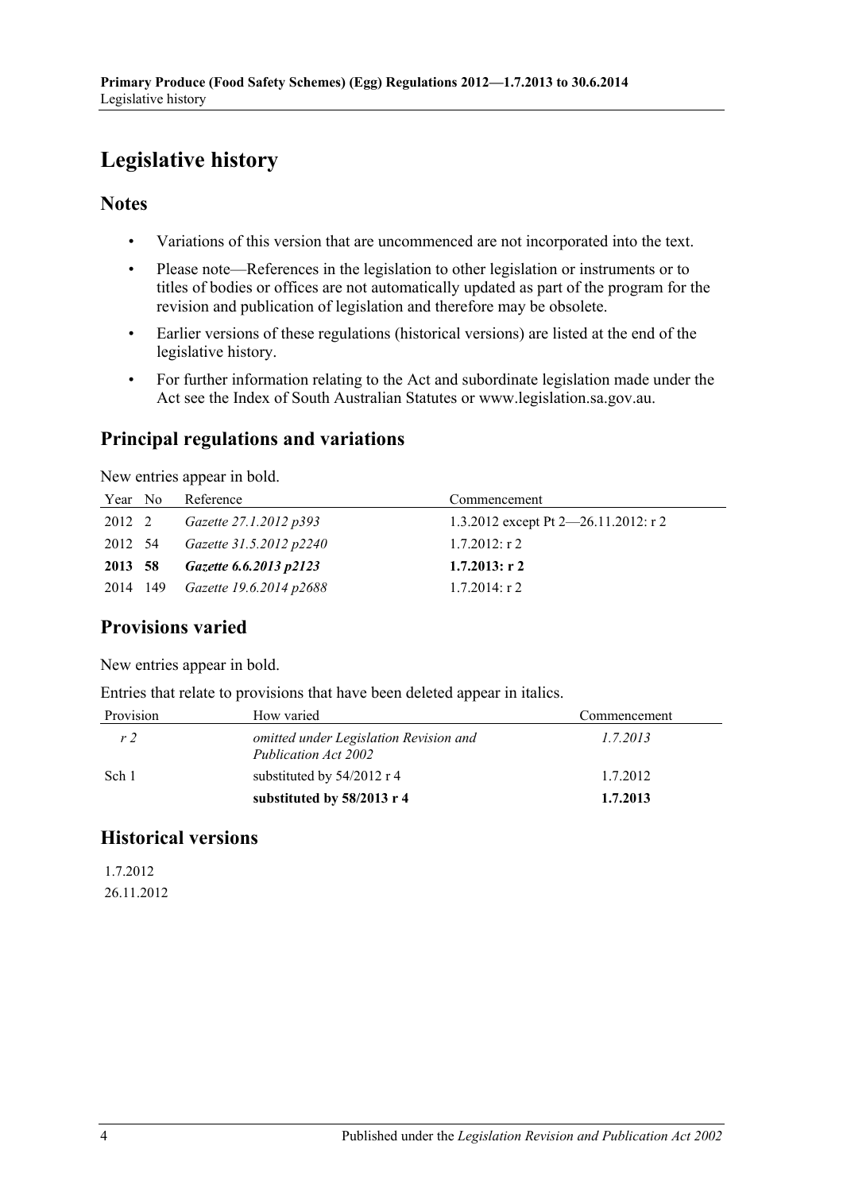# Legislative history

## Notes

- Variations of this version that are uncommenced are not incorporated into the text.
- Please note—References in the legislation to other legislation or instruments or to titles of bodies or offices are not automatically updated as part of the program for the revision and publication of legislation and therefore may be obsolete.
- Earlier versions of these regulations (historical versions) are listed at the end of the legislative history.
- For further information relating to the Act and subordinate legislation made under the Act see the Index of South Australian Statutes or www.legislation.sa.gov.au.

## Principal regulations and variations

New entries appear in bold.

| Year | No | Reference | Commencement |
|---|---|---|---|
| 2012 | 2 | *Gazette 27.1.2012 p393* | 1.3.2012 except Pt 2—26.11.2012: r 2 |
| 2012 | 54 | *Gazette 31.5.2012 p2240* | 1.7.2012: r 2 |
| **2013** | **58** | ***Gazette 6.6.2013 p2123*** | **1.7.2013: r 2** |
| 2014 | 149 | *Gazette 19.6.2014 p2688* | 1.7.2014: r 2 |

## Provisions varied

New entries appear in bold.

Entries that relate to provisions that have been deleted appear in italics.

| Provision | How varied | Commencement |
|---|---|---|
| *r 2* | *omitted under Legislation Revision and Publication Act 2002* | *1.7.2013* |
| Sch 1 | substituted by 54/2012 r 4 | 1.7.2012 |
| | **substituted by 58/2013 r 4** | **1.7.2013** |

## Historical versions

1.7.2012

26.11.2012